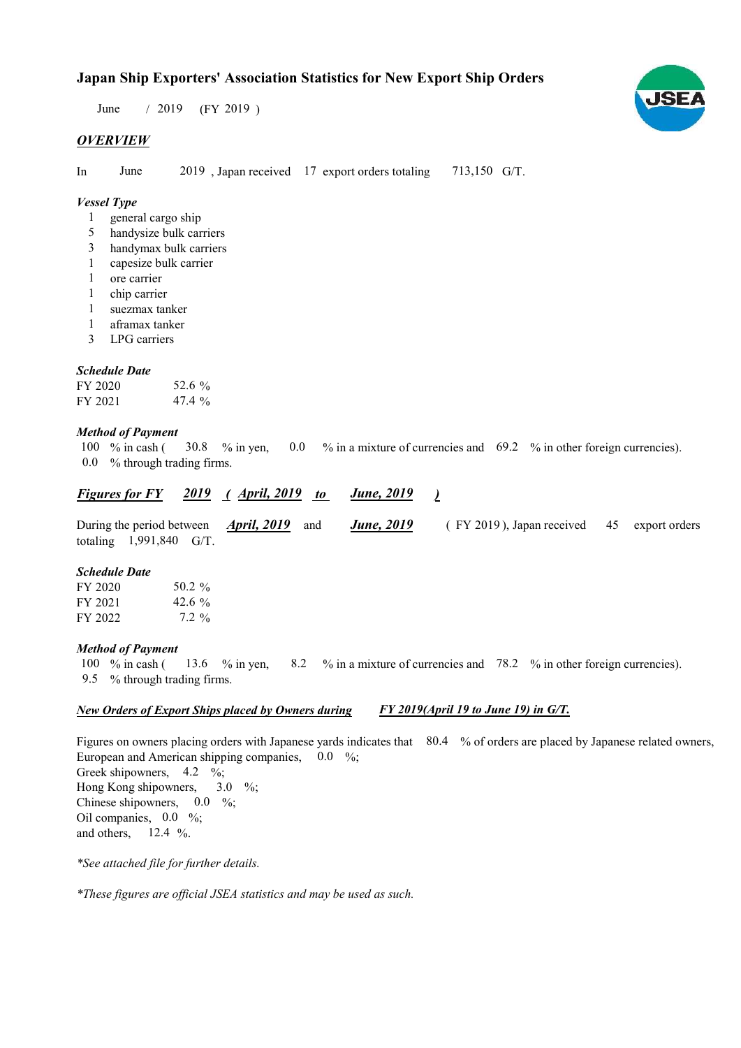# Japan Ship Exporters' Association Statistics for New Export Ship Orders

June / 2019 (FY 2019 )

## *OVERVIEW*

In June 2019 , Japan received 17 export orders totaling 713,150 G/T.

### *Vessel Type*

- 1 general cargo ship
- 5 handysize bulk carriers
- 3 handymax bulk carriers
- 1 capesize bulk carrier
- 1 ore carrier
- 1 chip carrier
- 1 suezmax tanker
- 1 aframax tanker
- 3 LPG carriers

### *Schedule Date*

| | |
|---|---|
| FY 2020 | 52.6 % |
| FY 2021 | 47.4 % |

### *Method of Payment*

100 % in cash ( 30.8 % in yen, 0.0 % in a mixture of currencies and 69.2 % in other foreign currencies).
0.0 % through trading firms.

## ***Figures for FY 2019 ( April, 2019 to June, 2019 )***

During the period between ***April, 2019*** and ***June, 2019*** ( FY 2019 ), Japan received 45 export orders totaling 1,991,840 G/T.

### *Schedule Date*

| | |
|---|---|
| FY 2020 | 50.2 % |
| FY 2021 | 42.6 % |
| FY 2022 | 7.2 % |

### *Method of Payment*

100 % in cash ( 13.6 % in yen, 8.2 % in a mixture of currencies and 78.2 % in other foreign currencies).
9.5 % through trading firms.

### ***New Orders of Export Ships placed by Owners during FY 2019(April 19 to June 19) in G/T.***

Figures on owners placing orders with Japanese yards indicates that 80.4 % of orders are placed by Japanese related owners,
European and American shipping companies, 0.0 %;
Greek shipowners, 4.2 %;
Hong Kong shipowners, 3.0 %;
Chinese shipowners, 0.0 %;
Oil companies, 0.0 %;
and others, 12.4 %.

*\*See attached file for further details.*

*\*These figures are official JSEA statistics and may be used as such.*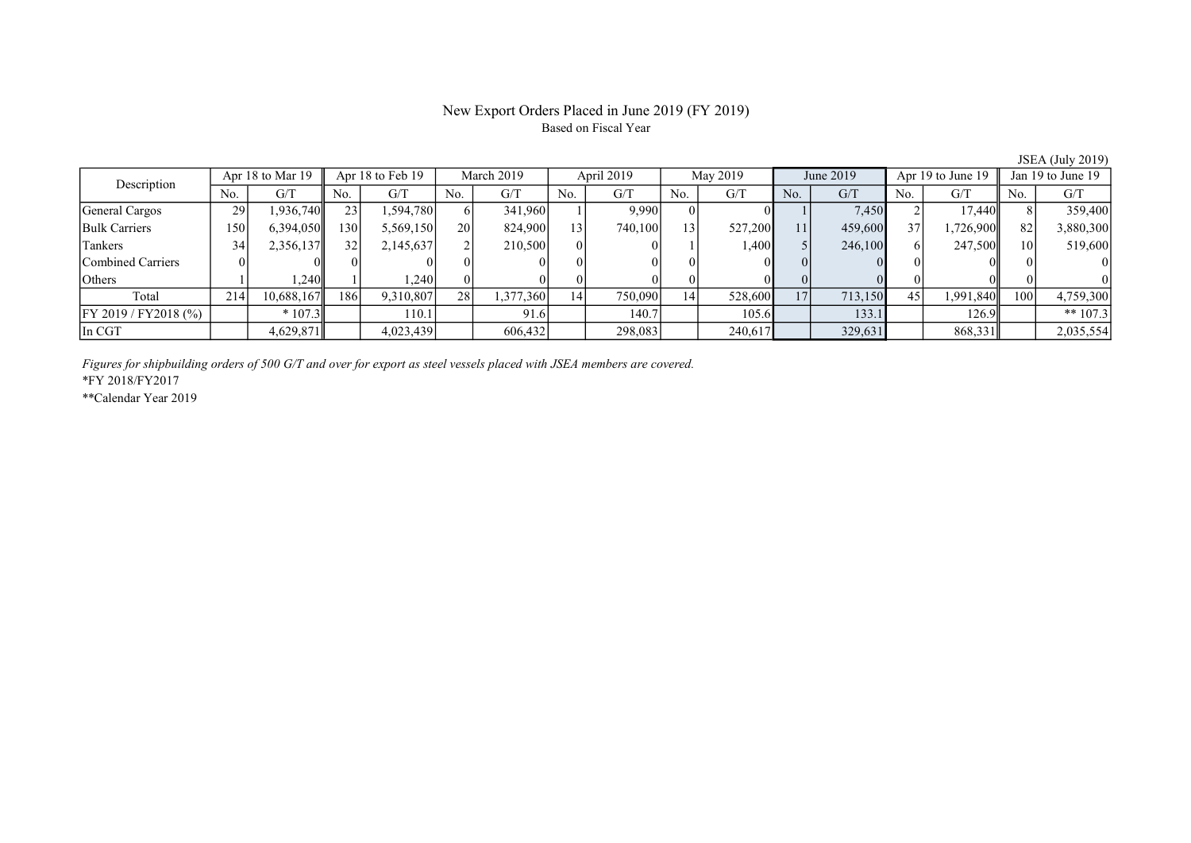# New Export Orders Placed in June 2019 (FY 2019)

Based on Fiscal Year

JSEA (July 2019)

| Description | Apr 18 to Mar 19 | | Apr 18 to Feb 19 | | March 2019 | | April 2019 | | May 2019 | | June 2019 | | Apr 19 to June 19 | | Jan 19 to June 19 | |
|---|---|---|---|---|---|---|---|---|---|---|---|---|---|---|---|---|
| | No. | G/T | No. | G/T | No. | G/T | No. | G/T | No. | G/T | No. | G/T | No. | G/T | No. | G/T |
| General Cargos | 29 | 1,936,740 | 23 | 1,594,780 | 6 | 341,960 | 1 | 9,990 | 0 | 0 | 1 | 7,450 | 2 | 17,440 | 8 | 359,400 |
| Bulk Carriers | 150 | 6,394,050 | 130 | 5,569,150 | 20 | 824,900 | 13 | 740,100 | 13 | 527,200 | 11 | 459,600 | 37 | 1,726,900 | 82 | 3,880,300 |
| Tankers | 34 | 2,356,137 | 32 | 2,145,637 | 2 | 210,500 | 0 | 0 | 1 | 1,400 | 5 | 246,100 | 6 | 247,500 | 10 | 519,600 |
| Combined Carriers | 0 | 0 | 0 | 0 | 0 | 0 | 0 | 0 | 0 | 0 | 0 | 0 | 0 | 0 | 0 | 0 |
| Others | 1 | 1,240 | 1 | 1,240 | 0 | 0 | 0 | 0 | 0 | 0 | 0 | 0 | 0 | 0 | 0 | 0 |
| Total | 214 | 10,688,167 | 186 | 9,310,807 | 28 | 1,377,360 | 14 | 750,090 | 14 | 528,600 | 17 | 713,150 | 45 | 1,991,840 | 100 | 4,759,300 |
| FY 2019 / FY2018 (%) | | * 107.3 | | 110.1 | | 91.6 | | 140.7 | | 105.6 | | 133.1 | | 126.9 | | ** 107.3 |
| In CGT | | 4,629,871 | | 4,023,439 | | 606,432 | | 298,083 | | 240,617 | | 329,631 | | 868,331 | | 2,035,554 |

*Figures for shipbuilding orders of 500 G/T and over for export as steel vessels placed with JSEA members are covered.*

*FY 2018/FY2017

**Calendar Year 2019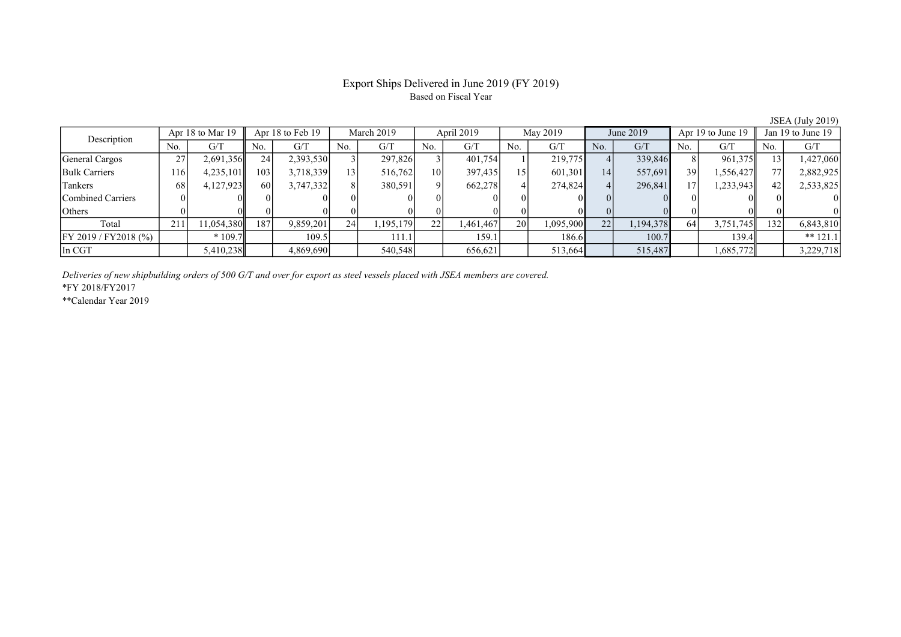# Export Ships Delivered in June 2019 (FY 2019)

Based on Fiscal Year

JSEA (July 2019)

| Description | Apr 18 to Mar 19 | | Apr 18 to Feb 19 | | March 2019 | | April 2019 | | May 2019 | | June 2019 | | Apr 19 to June 19 | | Jan 19 to June 19 | |
|---|---|---|---|---|---|---|---|---|---|---|---|---|---|---|---|---|
| | No. | G/T | No. | G/T | No. | G/T | No. | G/T | No. | G/T | No. | G/T | No. | G/T | No. | G/T |
| General Cargos | 27 | 2,691,356 | 24 | 2,393,530 | 3 | 297,826 | 3 | 401,754 | 1 | 219,775 | 4 | 339,846 | 8 | 961,375 | 13 | 1,427,060 |
| Bulk Carriers | 116 | 4,235,101 | 103 | 3,718,339 | 13 | 516,762 | 10 | 397,435 | 15 | 601,301 | 14 | 557,691 | 39 | 1,556,427 | 77 | 2,882,925 |
| Tankers | 68 | 4,127,923 | 60 | 3,747,332 | 8 | 380,591 | 9 | 662,278 | 4 | 274,824 | 4 | 296,841 | 17 | 1,233,943 | 42 | 2,533,825 |
| Combined Carriers | 0 | 0 | 0 | 0 | 0 | 0 | 0 | 0 | 0 | 0 | 0 | 0 | 0 | 0 | 0 | 0 |
| Others | 0 | 0 | 0 | 0 | 0 | 0 | 0 | 0 | 0 | 0 | 0 | 0 | 0 | 0 | 0 | 0 |
| Total | 211 | 11,054,380 | 187 | 9,859,201 | 24 | 1,195,179 | 22 | 1,461,467 | 20 | 1,095,900 | 22 | 1,194,378 | 64 | 3,751,745 | 132 | 6,843,810 |
| FY 2019 / FY2018 (%) | | * 109.7 | | 109.5 | | 111.1 | | 159.1 | | 186.6 | | 100.7 | | 139.4 | | ** 121.1 |
| In CGT | | 5,410,238 | | 4,869,690 | | 540,548 | | 656,621 | | 513,664 | | 515,487 | | 1,685,772 | | 3,229,718 |

*Deliveries of new shipbuilding orders of 500 G/T and over for export as steel vessels placed with JSEA members are covered.*

*FY 2018/FY2017

**Calendar Year 2019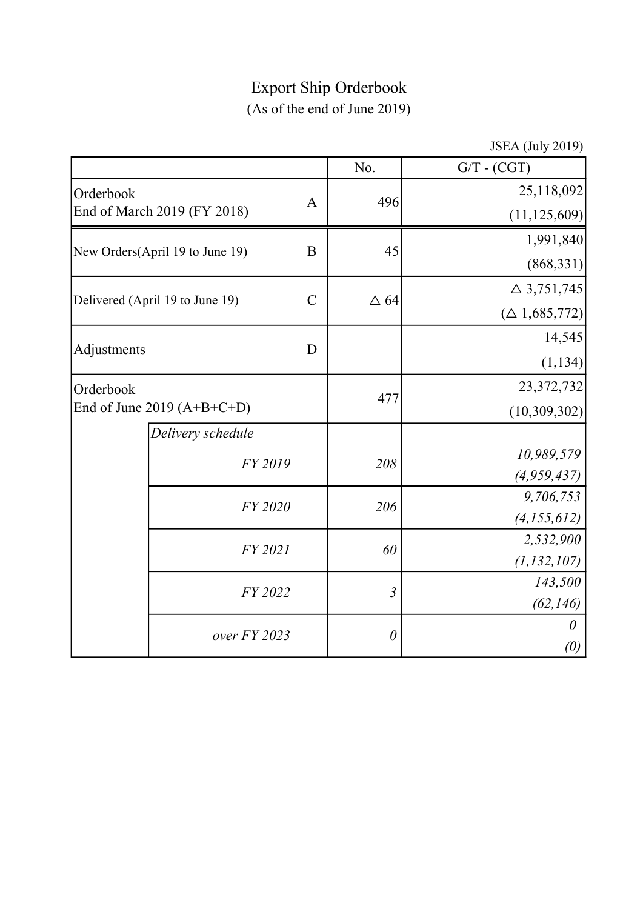# Export Ship Orderbook

(As of the end of June 2019)

JSEA (July 2019)

| | | | No. | G/T - (CGT) |
|---|---|---|---|---|
| Orderbook<br>End of March 2019 (FY 2018) | | A | 496 | 25,118,092<br>(11,125,609) |
| New Orders(April 19 to June 19) | | B | 45 | 1,991,840<br>(868,331) |
| Delivered (April 19 to June 19) | | C | △ 64 | △ 3,751,745<br>(△ 1,685,772) |
| Adjustments | | D | | 14,545<br>(1,134) |
| Orderbook<br>End of June 2019 (A+B+C+D) | | | 477 | 23,372,732<br>(10,309,302) |
| | *Delivery schedule*<br>*FY 2019* | | *208* | *10,989,579*<br>*(4,959,437)* |
| | *FY 2020* | | *206* | *9,706,753*<br>*(4,155,612)* |
| | *FY 2021* | | *60* | *2,532,900*<br>*(1,132,107)* |
| | *FY 2022* | | *3* | *143,500*<br>*(62,146)* |
| | *over FY 2023* | | *0* | *0*<br>*(0)* |